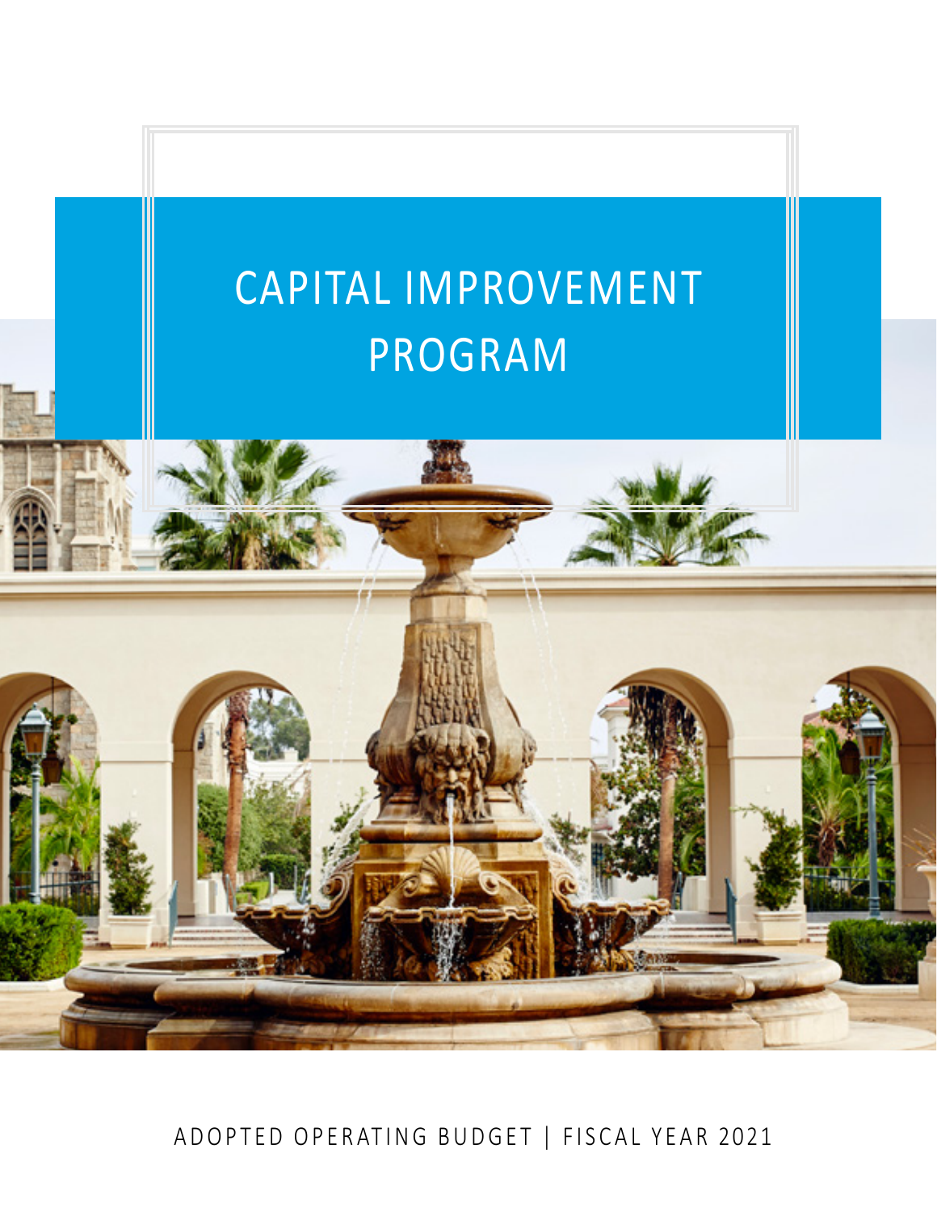# CAPITAL IMPROVEMENT PROGRAM

ADOPTED OPERATING BUDGET | FISCAL YEAR 2021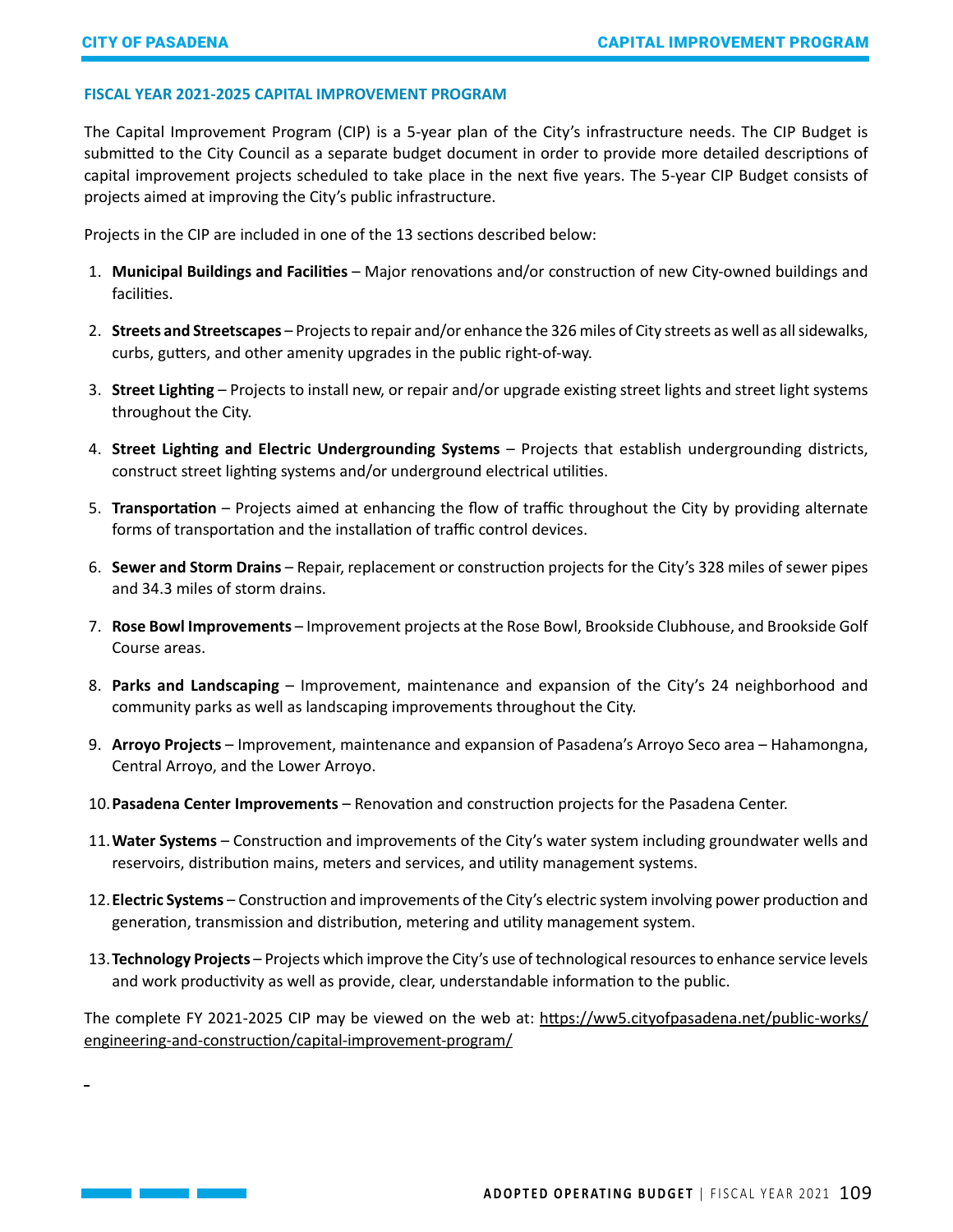## FISCAL YEAR 2021-2025 CAPITAL IMPROVEMENT PROGRAM

The Capital Improvement Program (CIP) is a 5-year plan of the City's infrastructure needs. The CIP Budget is submitted to the City Council as a separate budget document in order to provide more detailed descriptions of capital improvement projects scheduled to take place in the next five years. The 5-year CIP Budget consists of projects aimed at improving the City's public infrastructure.

Projects in the CIP are included in one of the 13 sections described below:

1. **Municipal Buildings and Facilities** – Major renovations and/or construction of new City-owned buildings and facilities.
2. **Streets and Streetscapes** – Projects to repair and/or enhance the 326 miles of City streets as well as all sidewalks, curbs, gutters, and other amenity upgrades in the public right-of-way.
3. **Street Lighting** – Projects to install new, or repair and/or upgrade existing street lights and street light systems throughout the City.
4. **Street Lighting and Electric Undergrounding Systems** – Projects that establish undergrounding districts, construct street lighting systems and/or underground electrical utilities.
5. **Transportation** – Projects aimed at enhancing the flow of traffic throughout the City by providing alternate forms of transportation and the installation of traffic control devices.
6. **Sewer and Storm Drains** – Repair, replacement or construction projects for the City's 328 miles of sewer pipes and 34.3 miles of storm drains.
7. **Rose Bowl Improvements** – Improvement projects at the Rose Bowl, Brookside Clubhouse, and Brookside Golf Course areas.
8. **Parks and Landscaping** – Improvement, maintenance and expansion of the City's 24 neighborhood and community parks as well as landscaping improvements throughout the City.
9. **Arroyo Projects** – Improvement, maintenance and expansion of Pasadena's Arroyo Seco area – Hahamongna, Central Arroyo, and the Lower Arroyo.
10. **Pasadena Center Improvements** – Renovation and construction projects for the Pasadena Center.
11. **Water Systems** – Construction and improvements of the City's water system including groundwater wells and reservoirs, distribution mains, meters and services, and utility management systems.
12. **Electric Systems** – Construction and improvements of the City's electric system involving power production and generation, transmission and distribution, metering and utility management system.
13. **Technology Projects** – Projects which improve the City's use of technological resources to enhance service levels and work productivity as well as provide, clear, understandable information to the public.

The complete FY 2021-2025 CIP may be viewed on the web at: https://ww5.cityofpasadena.net/public-works/engineering-and-construction/capital-improvement-program/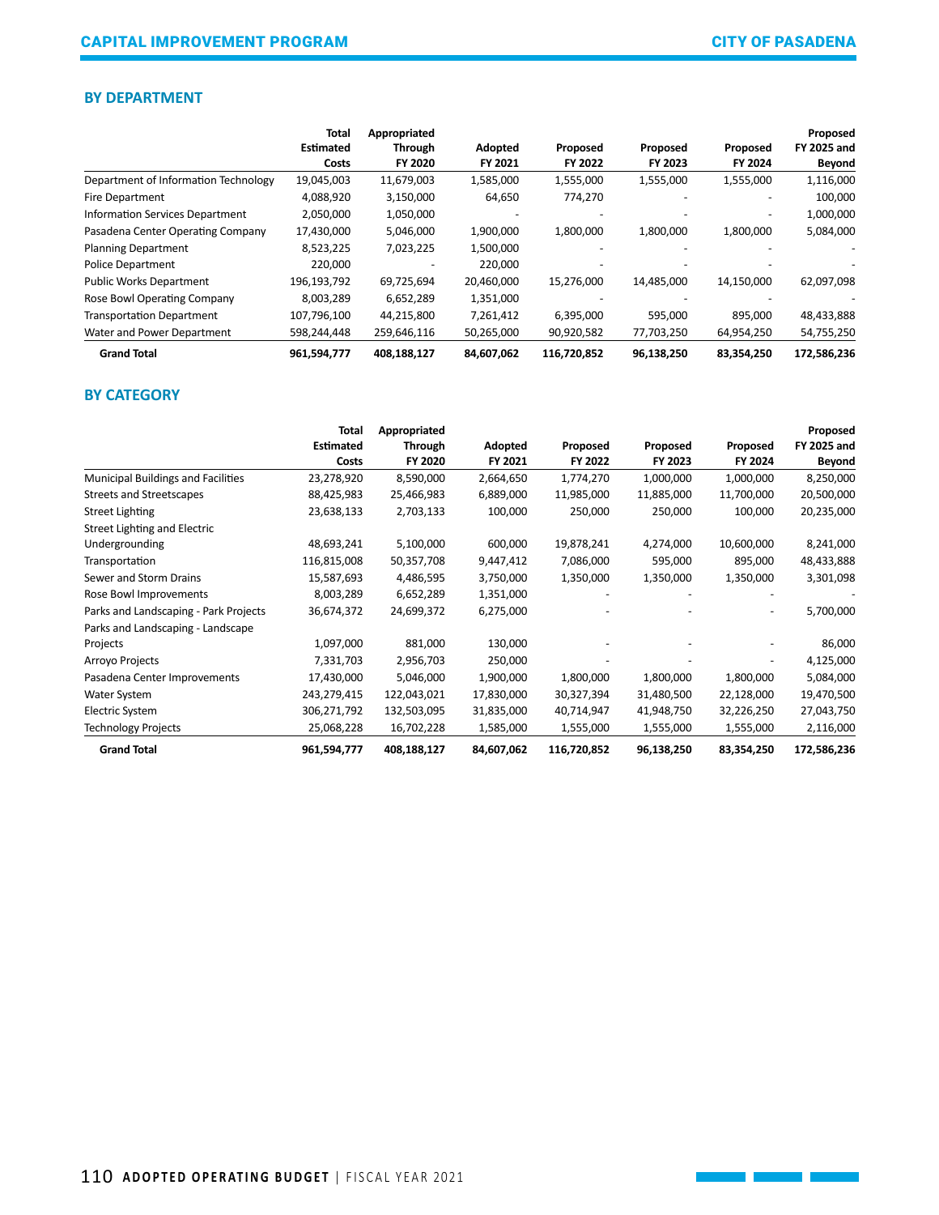## BY DEPARTMENT

| | Total Estimated Costs | Appropriated Through FY 2020 | Adopted FY 2021 | Proposed FY 2022 | Proposed FY 2023 | Proposed FY 2024 | Proposed FY 2025 and Beyond |
|---|---|---|---|---|---|---|---|
| Department of Information Technology | 19,045,003 | 11,679,003 | 1,585,000 | 1,555,000 | 1,555,000 | 1,555,000 | 1,116,000 |
| Fire Department | 4,088,920 | 3,150,000 | 64,650 | 774,270 | - | - | 100,000 |
| Information Services Department | 2,050,000 | 1,050,000 | - | - | - | - | 1,000,000 |
| Pasadena Center Operating Company | 17,430,000 | 5,046,000 | 1,900,000 | 1,800,000 | 1,800,000 | 1,800,000 | 5,084,000 |
| Planning Department | 8,523,225 | 7,023,225 | 1,500,000 | - | - | - | - |
| Police Department | 220,000 | - | 220,000 | - | - | - | - |
| Public Works Department | 196,193,792 | 69,725,694 | 20,460,000 | 15,276,000 | 14,485,000 | 14,150,000 | 62,097,098 |
| Rose Bowl Operating Company | 8,003,289 | 6,652,289 | 1,351,000 | - | - | - | - |
| Transportation Department | 107,796,100 | 44,215,800 | 7,261,412 | 6,395,000 | 595,000 | 895,000 | 48,433,888 |
| Water and Power Department | 598,244,448 | 259,646,116 | 50,265,000 | 90,920,582 | 77,703,250 | 64,954,250 | 54,755,250 |
| **Grand Total** | **961,594,777** | **408,188,127** | **84,607,062** | **116,720,852** | **96,138,250** | **83,354,250** | **172,586,236** |

## BY CATEGORY

| | Total Estimated Costs | Appropriated Through FY 2020 | Adopted FY 2021 | Proposed FY 2022 | Proposed FY 2023 | Proposed FY 2024 | Proposed FY 2025 and Beyond |
|---|---|---|---|---|---|---|---|
| Municipal Buildings and Facilities | 23,278,920 | 8,590,000 | 2,664,650 | 1,774,270 | 1,000,000 | 1,000,000 | 8,250,000 |
| Streets and Streetscapes | 88,425,983 | 25,466,983 | 6,889,000 | 11,985,000 | 11,885,000 | 11,700,000 | 20,500,000 |
| Street Lighting | 23,638,133 | 2,703,133 | 100,000 | 250,000 | 250,000 | 100,000 | 20,235,000 |
| Street Lighting and Electric Undergrounding | 48,693,241 | 5,100,000 | 600,000 | 19,878,241 | 4,274,000 | 10,600,000 | 8,241,000 |
| Transportation | 116,815,008 | 50,357,708 | 9,447,412 | 7,086,000 | 595,000 | 895,000 | 48,433,888 |
| Sewer and Storm Drains | 15,587,693 | 4,486,595 | 3,750,000 | 1,350,000 | 1,350,000 | 1,350,000 | 3,301,098 |
| Rose Bowl Improvements | 8,003,289 | 6,652,289 | 1,351,000 | - | - | - | - |
| Parks and Landscaping - Park Projects | 36,674,372 | 24,699,372 | 6,275,000 | - | - | - | 5,700,000 |
| Parks and Landscaping - Landscape Projects | 1,097,000 | 881,000 | 130,000 | - | - | - | 86,000 |
| Arroyo Projects | 7,331,703 | 2,956,703 | 250,000 | - | - | - | 4,125,000 |
| Pasadena Center Improvements | 17,430,000 | 5,046,000 | 1,900,000 | 1,800,000 | 1,800,000 | 1,800,000 | 5,084,000 |
| Water System | 243,279,415 | 122,043,021 | 17,830,000 | 30,327,394 | 31,480,500 | 22,128,000 | 19,470,500 |
| Electric System | 306,271,792 | 132,503,095 | 31,835,000 | 40,714,947 | 41,948,750 | 32,226,250 | 27,043,750 |
| Technology Projects | 25,068,228 | 16,702,228 | 1,585,000 | 1,555,000 | 1,555,000 | 1,555,000 | 2,116,000 |
| **Grand Total** | **961,594,777** | **408,188,127** | **84,607,062** | **116,720,852** | **96,138,250** | **83,354,250** | **172,586,236** |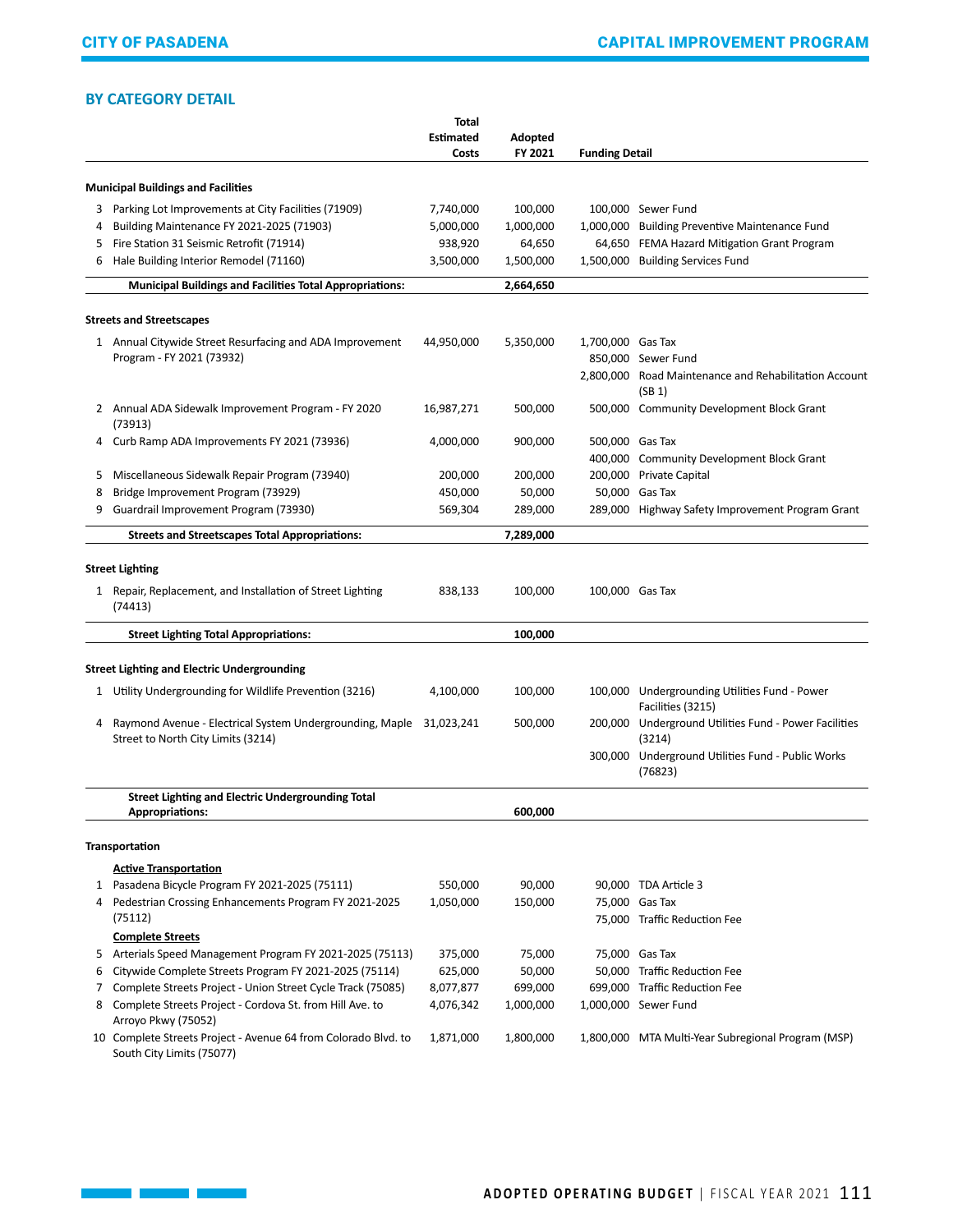## BY CATEGORY DETAIL

| # | Project | Total Estimated Costs | Adopted FY 2021 | Funding Detail | |
|---|---|---|---|---|---|
| **Municipal Buildings and Facilities** | | | | | |
| 3 | Parking Lot Improvements at City Facilities (71909) | 7,740,000 | 100,000 | 100,000 | Sewer Fund |
| 4 | Building Maintenance FY 2021-2025 (71903) | 5,000,000 | 1,000,000 | 1,000,000 | Building Preventive Maintenance Fund |
| 5 | Fire Station 31 Seismic Retrofit (71914) | 938,920 | 64,650 | 64,650 | FEMA Hazard Mitigation Grant Program |
| 6 | Hale Building Interior Remodel (71160) | 3,500,000 | 1,500,000 | 1,500,000 | Building Services Fund |
| | **Municipal Buildings and Facilities Total Appropriations:** | | **2,664,650** | | |
| **Streets and Streetscapes** | | | | | |
| 1 | Annual Citywide Street Resurfacing and ADA Improvement Program - FY 2021 (73932) | 44,950,000 | 5,350,000 | 1,700,000 | Gas Tax |
| | | | | 850,000 | Sewer Fund |
| | | | | 2,800,000 | Road Maintenance and Rehabilitation Account (SB 1) |
| 2 | Annual ADA Sidewalk Improvement Program - FY 2020 (73913) | 16,987,271 | 500,000 | 500,000 | Community Development Block Grant |
| 4 | Curb Ramp ADA Improvements FY 2021 (73936) | 4,000,000 | 900,000 | 500,000 | Gas Tax |
| | | | | 400,000 | Community Development Block Grant |
| 5 | Miscellaneous Sidewalk Repair Program (73940) | 200,000 | 200,000 | 200,000 | Private Capital |
| 8 | Bridge Improvement Program (73929) | 450,000 | 50,000 | 50,000 | Gas Tax |
| 9 | Guardrail Improvement Program (73930) | 569,304 | 289,000 | 289,000 | Highway Safety Improvement Program Grant |
| | **Streets and Streetscapes Total Appropriations:** | | **7,289,000** | | |
| **Street Lighting** | | | | | |
| 1 | Repair, Replacement, and Installation of Street Lighting (74413) | 838,133 | 100,000 | 100,000 | Gas Tax |
| | **Street Lighting Total Appropriations:** | | **100,000** | | |
| **Street Lighting and Electric Undergrounding** | | | | | |
| 1 | Utility Undergrounding for Wildlife Prevention (3216) | 4,100,000 | 100,000 | 100,000 | Undergrounding Utilities Fund - Power Facilities (3215) |
| 4 | Raymond Avenue - Electrical System Undergrounding, Maple Street to North City Limits (3214) | 31,023,241 | 500,000 | 200,000 | Underground Utilities Fund - Power Facilities (3214) |
| | | | | 300,000 | Underground Utilities Fund - Public Works (76823) |
| | **Street Lighting and Electric Undergrounding Total Appropriations:** | | **600,000** | | |
| **Transportation** | | | | | |
| | **Active Transportation** | | | | |
| 1 | Pasadena Bicycle Program FY 2021-2025 (75111) | 550,000 | 90,000 | 90,000 | TDA Article 3 |
| 4 | Pedestrian Crossing Enhancements Program FY 2021-2025 (75112) | 1,050,000 | 150,000 | 75,000 | Gas Tax |
| | | | | 75,000 | Traffic Reduction Fee |
| | **Complete Streets** | | | | |
| 5 | Arterials Speed Management Program FY 2021-2025 (75113) | 375,000 | 75,000 | 75,000 | Gas Tax |
| 6 | Citywide Complete Streets Program FY 2021-2025 (75114) | 625,000 | 50,000 | 50,000 | Traffic Reduction Fee |
| 7 | Complete Streets Project - Union Street Cycle Track (75085) | 8,077,877 | 699,000 | 699,000 | Traffic Reduction Fee |
| 8 | Complete Streets Project - Cordova St. from Hill Ave. to Arroyo Pkwy (75052) | 4,076,342 | 1,000,000 | 1,000,000 | Sewer Fund |
| 10 | Complete Streets Project - Avenue 64 from Colorado Blvd. to South City Limits (75077) | 1,871,000 | 1,800,000 | 1,800,000 | MTA Multi-Year Subregional Program (MSP) |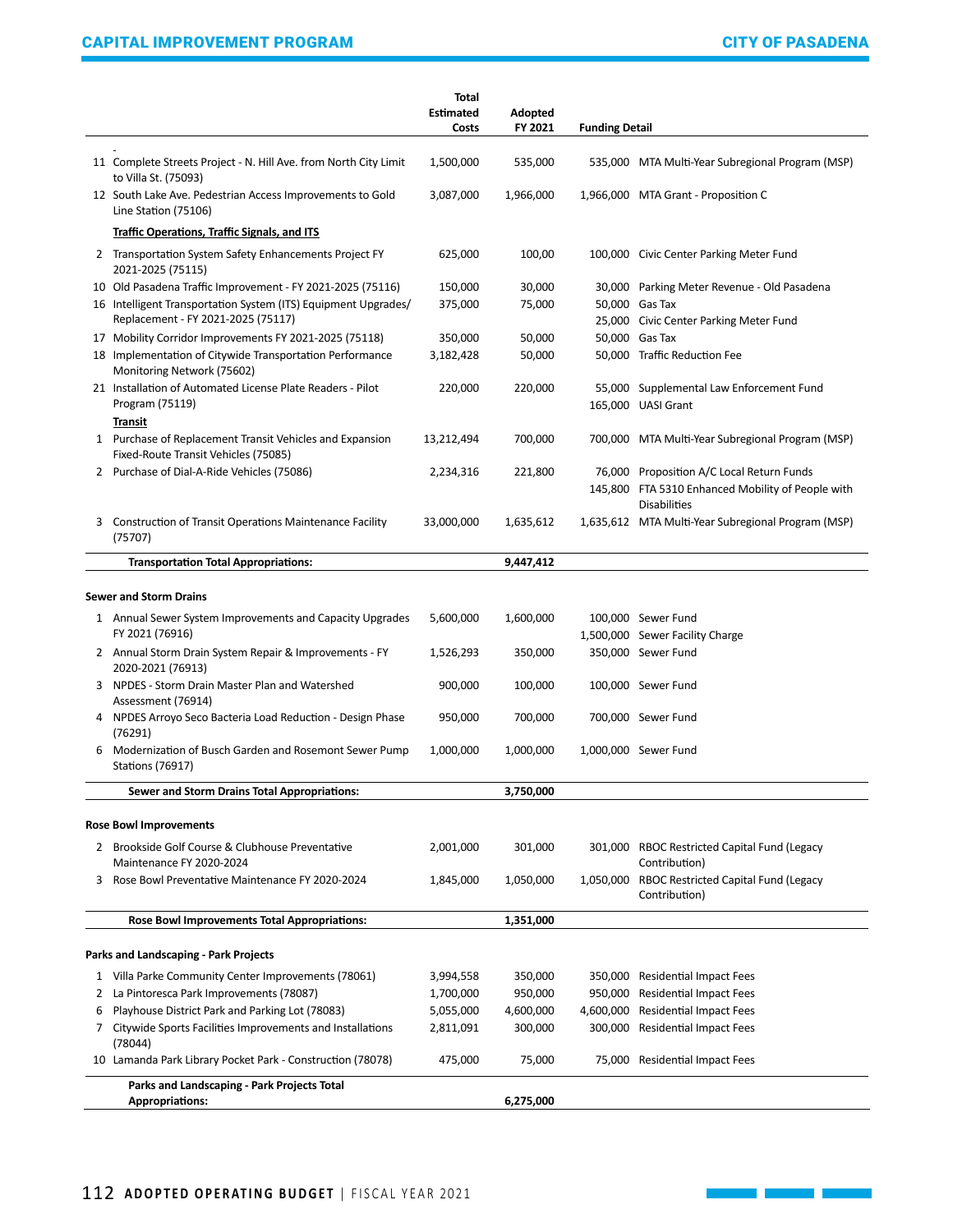| | | Total Estimated Costs | Adopted FY 2021 | Funding Detail | |
|---|---|---|---|---|---|
| 11 | Complete Streets Project - N. Hill Ave. from North City Limit to Villa St. (75093) | 1,500,000 | 535,000 | 535,000 | MTA Multi-Year Subregional Program (MSP) |
| 12 | South Lake Ave. Pedestrian Access Improvements to Gold Line Station (75106) | 3,087,000 | 1,966,000 | 1,966,000 | MTA Grant - Proposition C |
| | **Traffic Operations, Traffic Signals, and ITS** | | | | |
| 2 | Transportation System Safety Enhancements Project FY 2021-2025 (75115) | 625,000 | 100,00 | 100,000 | Civic Center Parking Meter Fund |
| 10 | Old Pasadena Traffic Improvement - FY 2021-2025 (75116) | 150,000 | 30,000 | 30,000 | Parking Meter Revenue - Old Pasadena |
| 16 | Intelligent Transportation System (ITS) Equipment Upgrades/ Replacement - FY 2021-2025 (75117) | 375,000 | 75,000 | 50,000 | Gas Tax |
| | | | | 25,000 | Civic Center Parking Meter Fund |
| 17 | Mobility Corridor Improvements FY 2021-2025 (75118) | 350,000 | 50,000 | 50,000 | Gas Tax |
| 18 | Implementation of Citywide Transportation Performance Monitoring Network (75602) | 3,182,428 | 50,000 | 50,000 | Traffic Reduction Fee |
| 21 | Installation of Automated License Plate Readers - Pilot Program (75119) | 220,000 | 220,000 | 55,000 | Supplemental Law Enforcement Fund |
| | | | | 165,000 | UASI Grant |
| | **Transit** | | | | |
| 1 | Purchase of Replacement Transit Vehicles and Expansion Fixed-Route Transit Vehicles (75085) | 13,212,494 | 700,000 | 700,000 | MTA Multi-Year Subregional Program (MSP) |
| 2 | Purchase of Dial-A-Ride Vehicles (75086) | 2,234,316 | 221,800 | 76,000 | Proposition A/C Local Return Funds |
| | | | | 145,800 | FTA 5310 Enhanced Mobility of People with Disabilities |
| 3 | Construction of Transit Operations Maintenance Facility (75707) | 33,000,000 | 1,635,612 | 1,635,612 | MTA Multi-Year Subregional Program (MSP) |
| | **Transportation Total Appropriations:** | | **9,447,412** | | |

**Sewer and Storm Drains**

| | | Total Estimated Costs | Adopted FY 2021 | Funding Detail | |
|---|---|---|---|---|---|
| 1 | Annual Sewer System Improvements and Capacity Upgrades FY 2021 (76916) | 5,600,000 | 1,600,000 | 100,000 | Sewer Fund |
| | | | | 1,500,000 | Sewer Facility Charge |
| 2 | Annual Storm Drain System Repair & Improvements - FY 2020-2021 (76913) | 1,526,293 | 350,000 | 350,000 | Sewer Fund |
| 3 | NPDES - Storm Drain Master Plan and Watershed Assessment (76914) | 900,000 | 100,000 | 100,000 | Sewer Fund |
| 4 | NPDES Arroyo Seco Bacteria Load Reduction - Design Phase (76291) | 950,000 | 700,000 | 700,000 | Sewer Fund |
| 6 | Modernization of Busch Garden and Rosemont Sewer Pump Stations (76917) | 1,000,000 | 1,000,000 | 1,000,000 | Sewer Fund |
| | **Sewer and Storm Drains Total Appropriations:** | | **3,750,000** | | |

**Rose Bowl Improvements**

| | | Total Estimated Costs | Adopted FY 2021 | Funding Detail | |
|---|---|---|---|---|---|
| 2 | Brookside Golf Course & Clubhouse Preventative Maintenance FY 2020-2024 | 2,001,000 | 301,000 | 301,000 | RBOC Restricted Capital Fund (Legacy Contribution) |
| 3 | Rose Bowl Preventative Maintenance FY 2020-2024 | 1,845,000 | 1,050,000 | 1,050,000 | RBOC Restricted Capital Fund (Legacy Contribution) |
| | **Rose Bowl Improvements Total Appropriations:** | | **1,351,000** | | |

**Parks and Landscaping - Park Projects**

| | | Total Estimated Costs | Adopted FY 2021 | Funding Detail | |
|---|---|---|---|---|---|
| 1 | Villa Parke Community Center Improvements (78061) | 3,994,558 | 350,000 | 350,000 | Residential Impact Fees |
| 2 | La Pintoresca Park Improvements (78087) | 1,700,000 | 950,000 | 950,000 | Residential Impact Fees |
| 6 | Playhouse District Park and Parking Lot (78083) | 5,055,000 | 4,600,000 | 4,600,000 | Residential Impact Fees |
| 7 | Citywide Sports Facilities Improvements and Installations (78044) | 2,811,091 | 300,000 | 300,000 | Residential Impact Fees |
| 10 | Lamanda Park Library Pocket Park - Construction (78078) | 475,000 | 75,000 | 75,000 | Residential Impact Fees |
| | **Parks and Landscaping - Park Projects Total Appropriations:** | | **6,275,000** | | |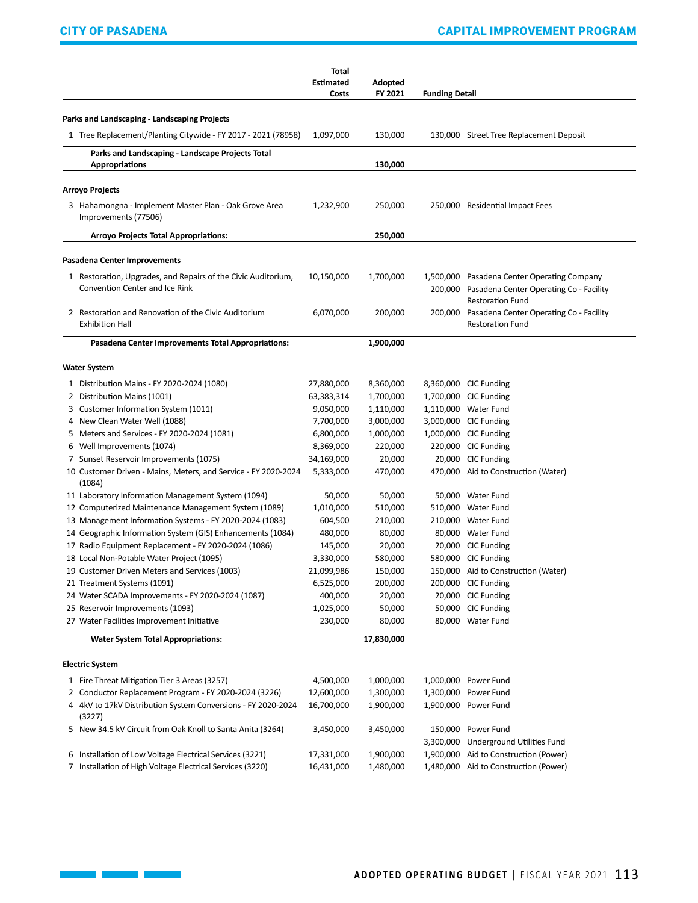| | Total Estimated Costs | Adopted FY 2021 | Funding Detail | |
|---|---|---|---|---|
| **Parks and Landscaping - Landscaping Projects** | | | | |
| 1 Tree Replacement/Planting Citywide - FY 2017 - 2021 (78958) | 1,097,000 | 130,000 | 130,000 | Street Tree Replacement Deposit |
| **Parks and Landscaping - Landscape Projects Total Appropriations** | | **130,000** | | |
| **Arroyo Projects** | | | | |
| 3 Hahamongna - Implement Master Plan - Oak Grove Area Improvements (77506) | 1,232,900 | 250,000 | 250,000 | Residential Impact Fees |
| **Arroyo Projects Total Appropriations:** | | **250,000** | | |
| **Pasadena Center Improvements** | | | | |
| 1 Restoration, Upgrades, and Repairs of the Civic Auditorium, Convention Center and Ice Rink | 10,150,000 | 1,700,000 | 1,500,000 | Pasadena Center Operating Company |
| | | | 200,000 | Pasadena Center Operating Co - Facility Restoration Fund |
| 2 Restoration and Renovation of the Civic Auditorium Exhibition Hall | 6,070,000 | 200,000 | 200,000 | Pasadena Center Operating Co - Facility Restoration Fund |
| **Pasadena Center Improvements Total Appropriations:** | | **1,900,000** | | |
| **Water System** | | | | |
| 1 Distribution Mains - FY 2020-2024 (1080) | 27,880,000 | 8,360,000 | 8,360,000 | CIC Funding |
| 2 Distribution Mains (1001) | 63,383,314 | 1,700,000 | 1,700,000 | CIC Funding |
| 3 Customer Information System (1011) | 9,050,000 | 1,110,000 | 1,110,000 | Water Fund |
| 4 New Clean Water Well (1088) | 7,700,000 | 3,000,000 | 3,000,000 | CIC Funding |
| 5 Meters and Services - FY 2020-2024 (1081) | 6,800,000 | 1,000,000 | 1,000,000 | CIC Funding |
| 6 Well Improvements (1074) | 8,369,000 | 220,000 | 220,000 | CIC Funding |
| 7 Sunset Reservoir Improvements (1075) | 34,169,000 | 20,000 | 20,000 | CIC Funding |
| 10 Customer Driven - Mains, Meters, and Service - FY 2020-2024 (1084) | 5,333,000 | 470,000 | 470,000 | Aid to Construction (Water) |
| 11 Laboratory Information Management System (1094) | 50,000 | 50,000 | 50,000 | Water Fund |
| 12 Computerized Maintenance Management System (1089) | 1,010,000 | 510,000 | 510,000 | Water Fund |
| 13 Management Information Systems - FY 2020-2024 (1083) | 604,500 | 210,000 | 210,000 | Water Fund |
| 14 Geographic Information System (GIS) Enhancements (1084) | 480,000 | 80,000 | 80,000 | Water Fund |
| 17 Radio Equipment Replacement - FY 2020-2024 (1086) | 145,000 | 20,000 | 20,000 | CIC Funding |
| 18 Local Non-Potable Water Project (1095) | 3,330,000 | 580,000 | 580,000 | CIC Funding |
| 19 Customer Driven Meters and Services (1003) | 21,099,986 | 150,000 | 150,000 | Aid to Construction (Water) |
| 21 Treatment Systems (1091) | 6,525,000 | 200,000 | 200,000 | CIC Funding |
| 24 Water SCADA Improvements - FY 2020-2024 (1087) | 400,000 | 20,000 | 20,000 | CIC Funding |
| 25 Reservoir Improvements (1093) | 1,025,000 | 50,000 | 50,000 | CIC Funding |
| 27 Water Facilities Improvement Initiative | 230,000 | 80,000 | 80,000 | Water Fund |
| **Water System Total Appropriations:** | | **17,830,000** | | |
| **Electric System** | | | | |
| 1 Fire Threat Mitigation Tier 3 Areas (3257) | 4,500,000 | 1,000,000 | 1,000,000 | Power Fund |
| 2 Conductor Replacement Program - FY 2020-2024 (3226) | 12,600,000 | 1,300,000 | 1,300,000 | Power Fund |
| 4 4kV to 17kV Distribution System Conversions - FY 2020-2024 (3227) | 16,700,000 | 1,900,000 | 1,900,000 | Power Fund |
| 5 New 34.5 kV Circuit from Oak Knoll to Santa Anita (3264) | 3,450,000 | 3,450,000 | 150,000 | Power Fund |
| | | | 3,300,000 | Underground Utilities Fund |
| 6 Installation of Low Voltage Electrical Services (3221) | 17,331,000 | 1,900,000 | 1,900,000 | Aid to Construction (Power) |
| 7 Installation of High Voltage Electrical Services (3220) | 16,431,000 | 1,480,000 | 1,480,000 | Aid to Construction (Power) |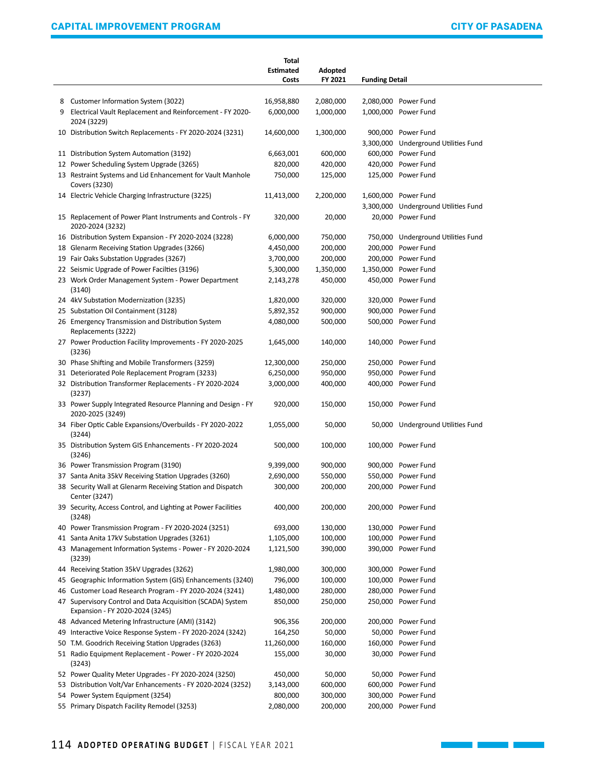| | | Total Estimated Costs | Adopted FY 2021 | Funding Detail | |
|---|---|---|---|---|---|
| 8 | Customer Information System (3022) | 16,958,880 | 2,080,000 | 2,080,000 | Power Fund |
| 9 | Electrical Vault Replacement and Reinforcement - FY 2020-2024 (3229) | 6,000,000 | 1,000,000 | 1,000,000 | Power Fund |
| 10 | Distribution Switch Replacements - FY 2020-2024 (3231) | 14,600,000 | 1,300,000 | 900,000 | Power Fund |
| | | | | 3,300,000 | Underground Utilities Fund |
| 11 | Distribution System Automation (3192) | 6,663,001 | 600,000 | 600,000 | Power Fund |
| 12 | Power Scheduling System Upgrade (3265) | 820,000 | 420,000 | 420,000 | Power Fund |
| 13 | Restraint Systems and Lid Enhancement for Vault Manhole Covers (3230) | 750,000 | 125,000 | 125,000 | Power Fund |
| 14 | Electric Vehicle Charging Infrastructure (3225) | 11,413,000 | 2,200,000 | 1,600,000 | Power Fund |
| | | | | 3,300,000 | Underground Utilities Fund |
| 15 | Replacement of Power Plant Instruments and Controls - FY 2020-2024 (3232) | 320,000 | 20,000 | 20,000 | Power Fund |
| 16 | Distribution System Expansion - FY 2020-2024 (3228) | 6,000,000 | 750,000 | 750,000 | Underground Utilities Fund |
| 18 | Glenarm Receiving Station Upgrades (3266) | 4,450,000 | 200,000 | 200,000 | Power Fund |
| 19 | Fair Oaks Substation Upgrades (3267) | 3,700,000 | 200,000 | 200,000 | Power Fund |
| 22 | Seismic Upgrade of Power Facilities (3196) | 5,300,000 | 1,350,000 | 1,350,000 | Power Fund |
| 23 | Work Order Management System - Power Department (3140) | 2,143,278 | 450,000 | 450,000 | Power Fund |
| 24 | 4kV Substation Modernization (3235) | 1,820,000 | 320,000 | 320,000 | Power Fund |
| 25 | Substation Oil Containment (3128) | 5,892,352 | 900,000 | 900,000 | Power Fund |
| 26 | Emergency Transmission and Distribution System Replacements (3222) | 4,080,000 | 500,000 | 500,000 | Power Fund |
| 27 | Power Production Facility Improvements - FY 2020-2025 (3236) | 1,645,000 | 140,000 | 140,000 | Power Fund |
| 30 | Phase Shifting and Mobile Transformers (3259) | 12,300,000 | 250,000 | 250,000 | Power Fund |
| 31 | Deteriorated Pole Replacement Program (3233) | 6,250,000 | 950,000 | 950,000 | Power Fund |
| 32 | Distribution Transformer Replacements - FY 2020-2024 (3237) | 3,000,000 | 400,000 | 400,000 | Power Fund |
| 33 | Power Supply Integrated Resource Planning and Design - FY 2020-2025 (3249) | 920,000 | 150,000 | 150,000 | Power Fund |
| 34 | Fiber Optic Cable Expansions/Overbuilds - FY 2020-2022 (3244) | 1,055,000 | 50,000 | 50,000 | Underground Utilities Fund |
| 35 | Distribution System GIS Enhancements - FY 2020-2024 (3246) | 500,000 | 100,000 | 100,000 | Power Fund |
| 36 | Power Transmission Program (3190) | 9,399,000 | 900,000 | 900,000 | Power Fund |
| 37 | Santa Anita 35kV Receiving Station Upgrades (3260) | 2,690,000 | 550,000 | 550,000 | Power Fund |
| 38 | Security Wall at Glenarm Receiving Station and Dispatch Center (3247) | 300,000 | 200,000 | 200,000 | Power Fund |
| 39 | Security, Access Control, and Lighting at Power Facilities (3248) | 400,000 | 200,000 | 200,000 | Power Fund |
| 40 | Power Transmission Program - FY 2020-2024 (3251) | 693,000 | 130,000 | 130,000 | Power Fund |
| 41 | Santa Anita 17kV Substation Upgrades (3261) | 1,105,000 | 100,000 | 100,000 | Power Fund |
| 43 | Management Information Systems - Power - FY 2020-2024 (3239) | 1,121,500 | 390,000 | 390,000 | Power Fund |
| 44 | Receiving Station 35kV Upgrades (3262) | 1,980,000 | 300,000 | 300,000 | Power Fund |
| 45 | Geographic Information System (GIS) Enhancements (3240) | 796,000 | 100,000 | 100,000 | Power Fund |
| 46 | Customer Load Research Program - FY 2020-2024 (3241) | 1,480,000 | 280,000 | 280,000 | Power Fund |
| 47 | Supervisory Control and Data Acquisition (SCADA) System Expansion - FY 2020-2024 (3245) | 850,000 | 250,000 | 250,000 | Power Fund |
| 48 | Advanced Metering Infrastructure (AMI) (3142) | 906,356 | 200,000 | 200,000 | Power Fund |
| 49 | Interactive Voice Response System - FY 2020-2024 (3242) | 164,250 | 50,000 | 50,000 | Power Fund |
| 50 | T.M. Goodrich Receiving Station Upgrades (3263) | 11,260,000 | 160,000 | 160,000 | Power Fund |
| 51 | Radio Equipment Replacement - Power - FY 2020-2024 (3243) | 155,000 | 30,000 | 30,000 | Power Fund |
| 52 | Power Quality Meter Upgrades - FY 2020-2024 (3250) | 450,000 | 50,000 | 50,000 | Power Fund |
| 53 | Distribution Volt/Var Enhancements - FY 2020-2024 (3252) | 3,143,000 | 600,000 | 600,000 | Power Fund |
| 54 | Power System Equipment (3254) | 800,000 | 300,000 | 300,000 | Power Fund |
| 55 | Primary Dispatch Facility Remodel (3253) | 2,080,000 | 200,000 | 200,000 | Power Fund |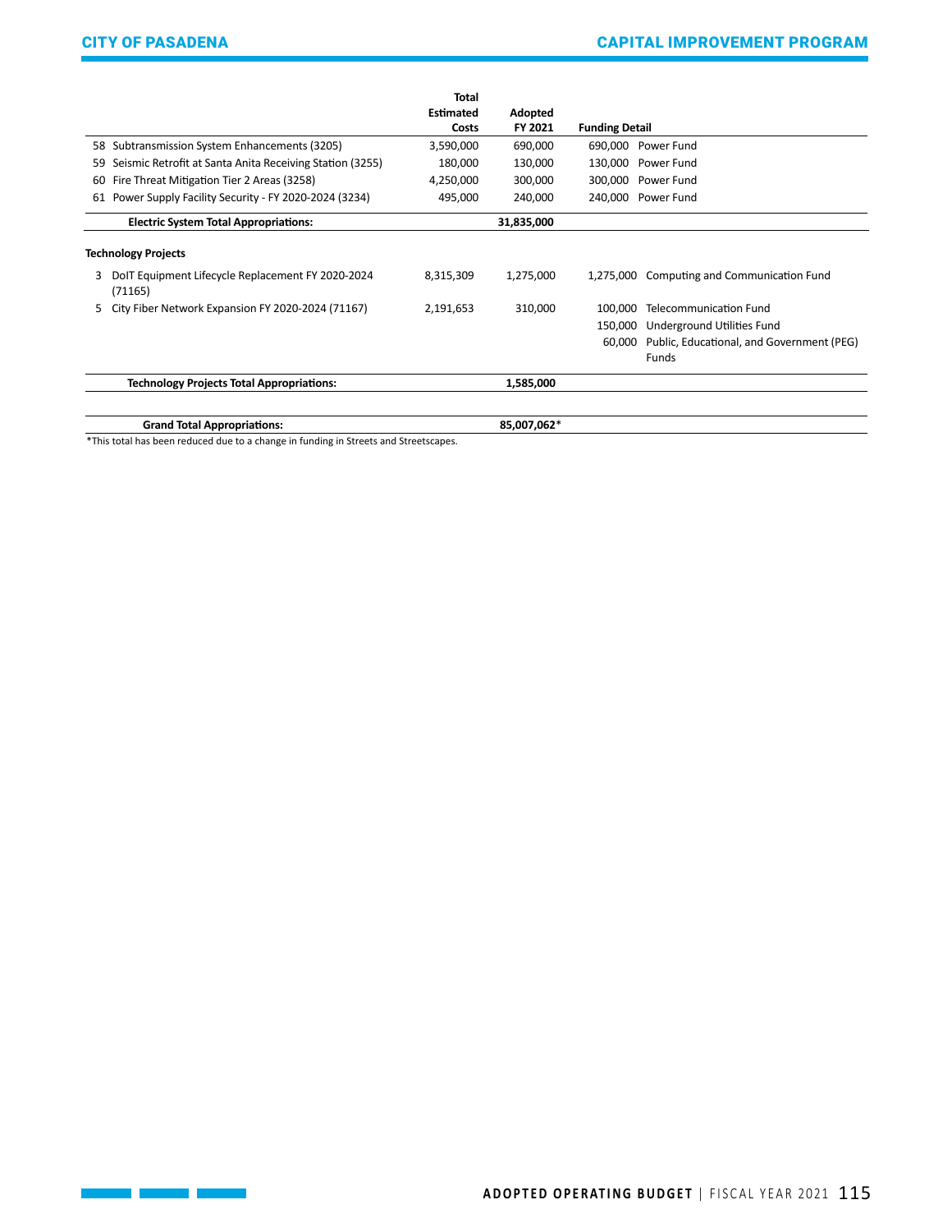| | Total Estimated Costs | Adopted FY 2021 | Funding Detail | |
|---|---|---|---|---|
| 58 Subtransmission System Enhancements (3205) | 3,590,000 | 690,000 | 690,000 | Power Fund |
| 59 Seismic Retrofit at Santa Anita Receiving Station (3255) | 180,000 | 130,000 | 130,000 | Power Fund |
| 60 Fire Threat Mitigation Tier 2 Areas (3258) | 4,250,000 | 300,000 | 300,000 | Power Fund |
| 61 Power Supply Facility Security - FY 2020-2024 (3234) | 495,000 | 240,000 | 240,000 | Power Fund |
| **Electric System Total Appropriations:** | | **31,835,000** | | |
| **Technology Projects** | | | | |
| 3 DoIT Equipment Lifecycle Replacement FY 2020-2024 (71165) | 8,315,309 | 1,275,000 | 1,275,000 | Computing and Communication Fund |
| 5 City Fiber Network Expansion FY 2020-2024 (71167) | 2,191,653 | 310,000 | 100,000 | Telecommunication Fund |
| | | | 150,000 | Underground Utilities Fund |
| | | | 60,000 | Public, Educational, and Government (PEG) Funds |
| **Technology Projects Total Appropriations:** | | **1,585,000** | | |
| **Grand Total Appropriations:** | | **85,007,062***| | |

*This total has been reduced due to a change in funding in Streets and Streetscapes.